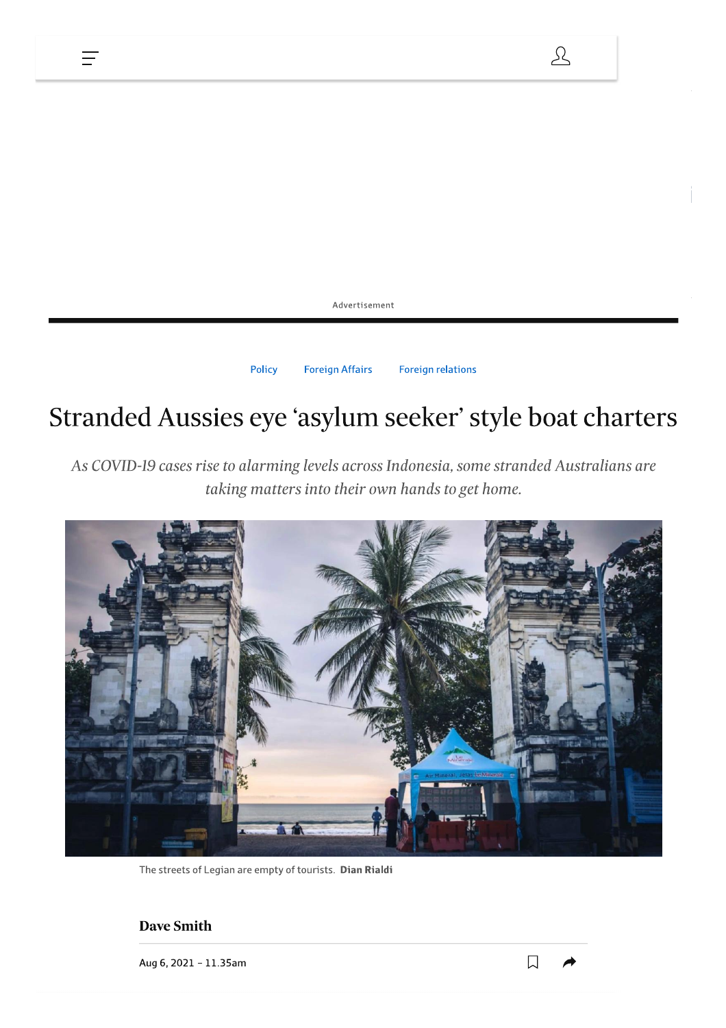Policy Foreign Affairs Foreign relations

# Stranded Aussies eye 'asylum seeker' style boat charters

*As COVID-19 cases rise to alarming levels across Indonesia, some stranded Australians are taking matters into their own hands to get home.*

The streets of Legian are empty of tourists. **Dian Rialdi**

**Dave Smith**

Aug 6, 2021 – 11.35am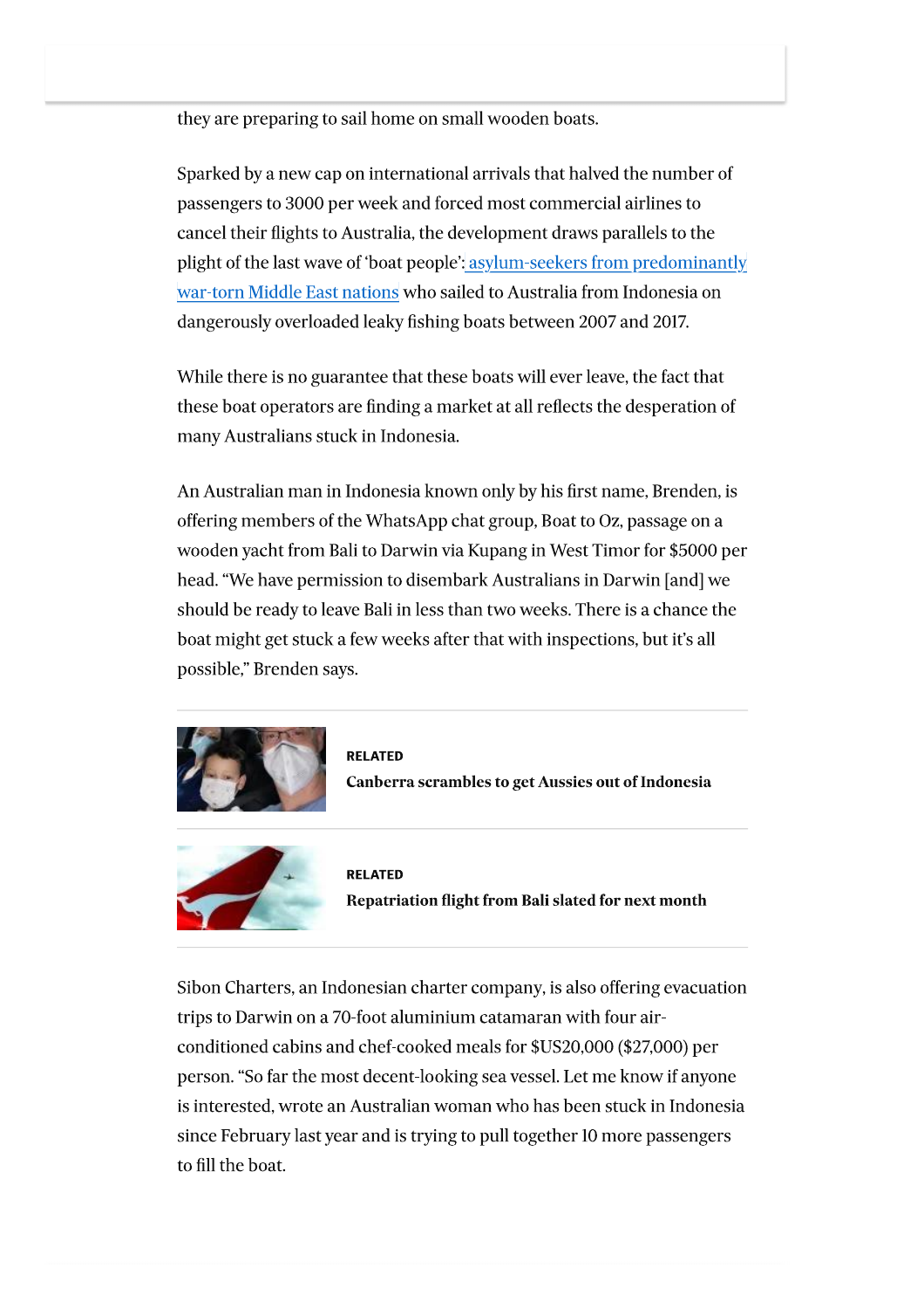they are preparing to sail home on small wooden boats.

Sparked by a new cap on international arrivals that halved the number of passengers to 3000 per week and forced most commercial airlines to cancel their flights to Australia, the development draws parallels to the plight of the last wave of 'boat people': asylum-seekers from predominantly war-torn Middle East nations who sailed to Australia from Indonesia on dangerously overloaded leaky fishing boats between 2007 and 2017.

While there is no guarantee that these boats will ever leave, the fact that these boat operators are finding a market at all reflects the desperation of many Australians stuck in Indonesia.

An Australian man in Indonesia known only by his first name, Brenden, is offering members of the WhatsApp chat group, Boat to Oz, passage on a wooden yacht from Bali to Darwin via Kupang in West Timor for $5000 per head. "We have permission to disembark Australians in Darwin [and] we should be ready to leave Bali in less than two weeks. There is a chance the boat might get stuck a few weeks after that with inspections, but it's all possible," Brenden says.

**RELATED**

**Canberra scrambles to get Aussies out of Indonesia**

**RELATED**

**Repatriation flight from Bali slated for next month**

Sibon Charters, an Indonesian charter company, is also offering evacuation trips to Darwin on a 70-foot aluminium catamaran with four air-conditioned cabins and chef-cooked meals for $US20,000 ($27,000) per person. "So far the most decent-looking sea vessel. Let me know if anyone is interested, wrote an Australian woman who has been stuck in Indonesia since February last year and is trying to pull together 10 more passengers to fill the boat.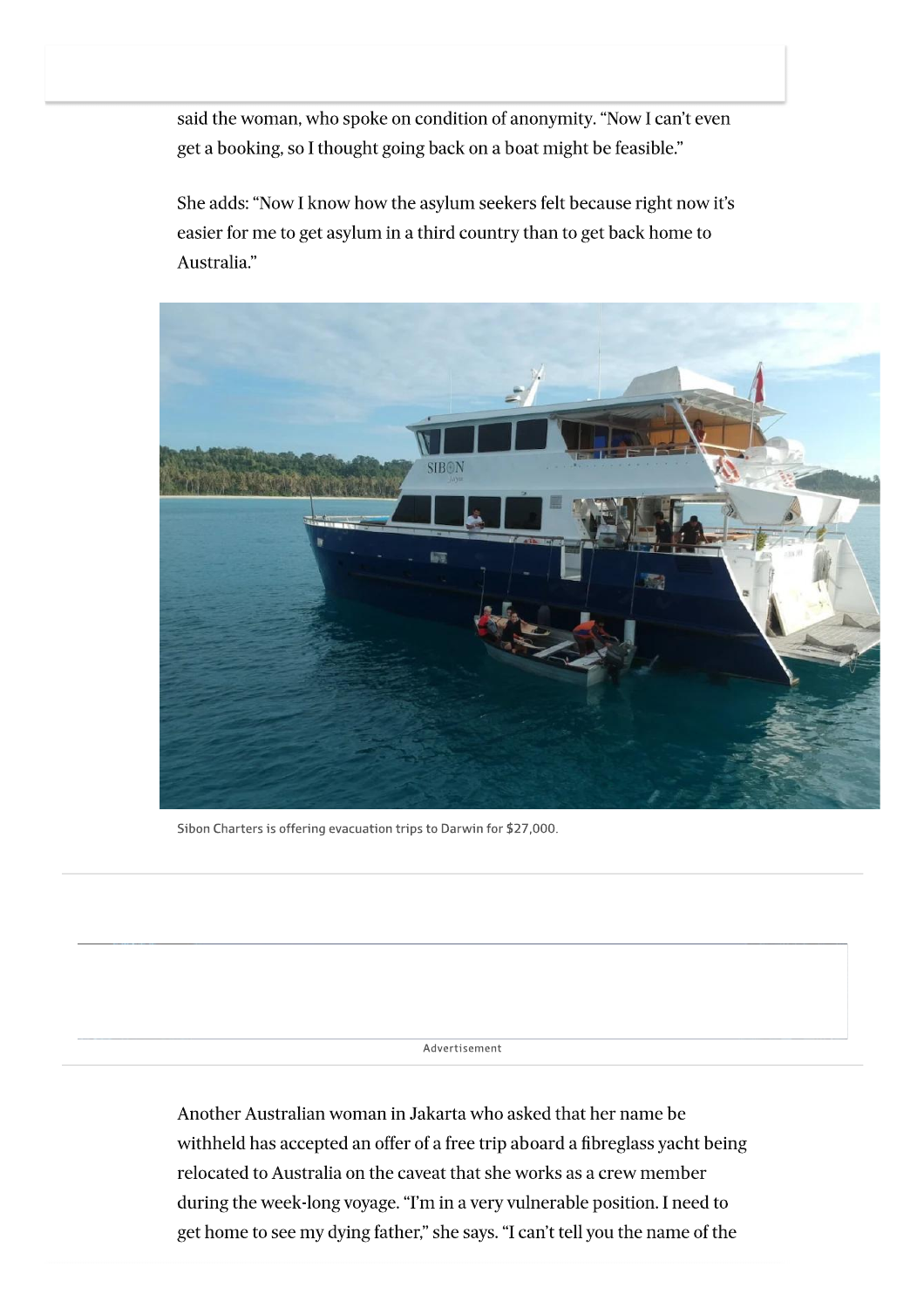said the woman, who spoke on condition of anonymity. "Now I can't even get a booking, so I thought going back on a boat might be feasible."

She adds: "Now I know how the asylum seekers felt because right now it's easier for me to get asylum in a third country than to get back home to Australia."

Sibon Charters is offering evacuation trips to Darwin for $27,000.

Another Australian woman in Jakarta who asked that her name be withheld has accepted an offer of a free trip aboard a fibreglass yacht being relocated to Australia on the caveat that she works as a crew member during the week-long voyage. "I'm in a very vulnerable position. I need to get home to see my dying father," she says. "I can't tell you the name of the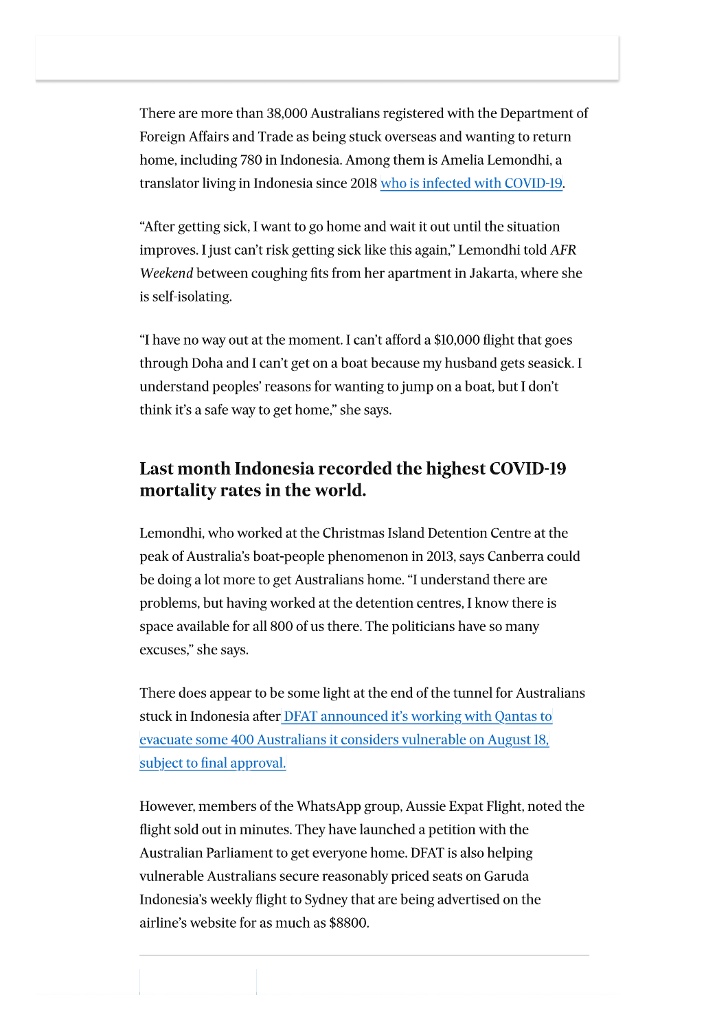There are more than 38,000 Australians registered with the Department of Foreign Affairs and Trade as being stuck overseas and wanting to return home, including 780 in Indonesia. Among them is Amelia Lemondhi, a translator living in Indonesia since 2018 who is infected with COVID-19.

"After getting sick, I want to go home and wait it out until the situation improves. I just can't risk getting sick like this again," Lemondhi told *AFR Weekend* between coughing fits from her apartment in Jakarta, where she is self-isolating.

"I have no way out at the moment. I can't afford a $10,000 flight that goes through Doha and I can't get on a boat because my husband gets seasick. I understand peoples' reasons for wanting to jump on a boat, but I don't think it's a safe way to get home," she says.

## Last month Indonesia recorded the highest COVID-19 mortality rates in the world.

Lemondhi, who worked at the Christmas Island Detention Centre at the peak of Australia's boat-people phenomenon in 2013, says Canberra could be doing a lot more to get Australians home. "I understand there are problems, but having worked at the detention centres, I know there is space available for all 800 of us there. The politicians have so many excuses," she says.

There does appear to be some light at the end of the tunnel for Australians stuck in Indonesia after DFAT announced it's working with Qantas to evacuate some 400 Australians it considers vulnerable on August 18, subject to final approval.

However, members of the WhatsApp group, Aussie Expat Flight, noted the flight sold out in minutes. They have launched a petition with the Australian Parliament to get everyone home. DFAT is also helping vulnerable Australians secure reasonably priced seats on Garuda Indonesia's weekly flight to Sydney that are being advertised on the airline's website for as much as $8800.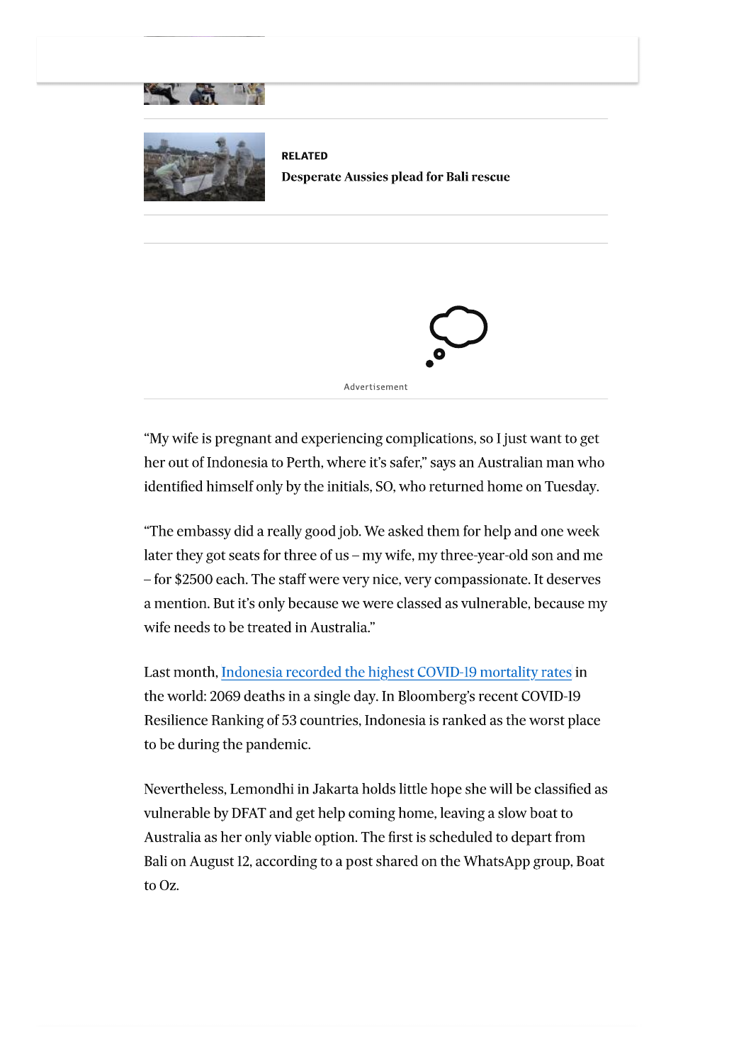RELATED

**Desperate Aussies plead for Bali rescue**

Advertisement

“My wife is pregnant and experiencing complications, so I just want to get her out of Indonesia to Perth, where it’s safer,” says an Australian man who identified himself only by the initials, SO, who returned home on Tuesday.

“The embassy did a really good job. We asked them for help and one week later they got seats for three of us – my wife, my three-year-old son and me – for $2500 each. The staff were very nice, very compassionate. It deserves a mention. But it’s only because we were classed as vulnerable, because my wife needs to be treated in Australia.”

Last month, Indonesia recorded the highest COVID-19 mortality rates in the world: 2069 deaths in a single day. In Bloomberg’s recent COVID-19 Resilience Ranking of 53 countries, Indonesia is ranked as the worst place to be during the pandemic.

Nevertheless, Lemondhi in Jakarta holds little hope she will be classified as vulnerable by DFAT and get help coming home, leaving a slow boat to Australia as her only viable option. The first is scheduled to depart from Bali on August 12, according to a post shared on the WhatsApp group, Boat to Oz.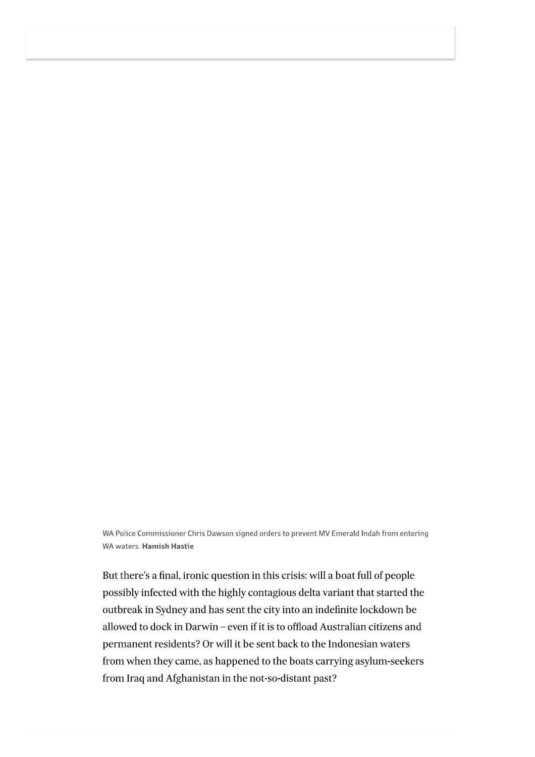WA Police Commissioner Chris Dawson signed orders to prevent MV Emerald Indah from entering WA waters. **Hamish Hastie**

But there's a final, ironic question in this crisis: will a boat full of people possibly infected with the highly contagious delta variant that started the outbreak in Sydney and has sent the city into an indefinite lockdown be allowed to dock in Darwin – even if it is to offload Australian citizens and permanent residents? Or will it be sent back to the Indonesian waters from when they came, as happened to the boats carrying asylum-seekers from Iraq and Afghanistan in the not-so-distant past?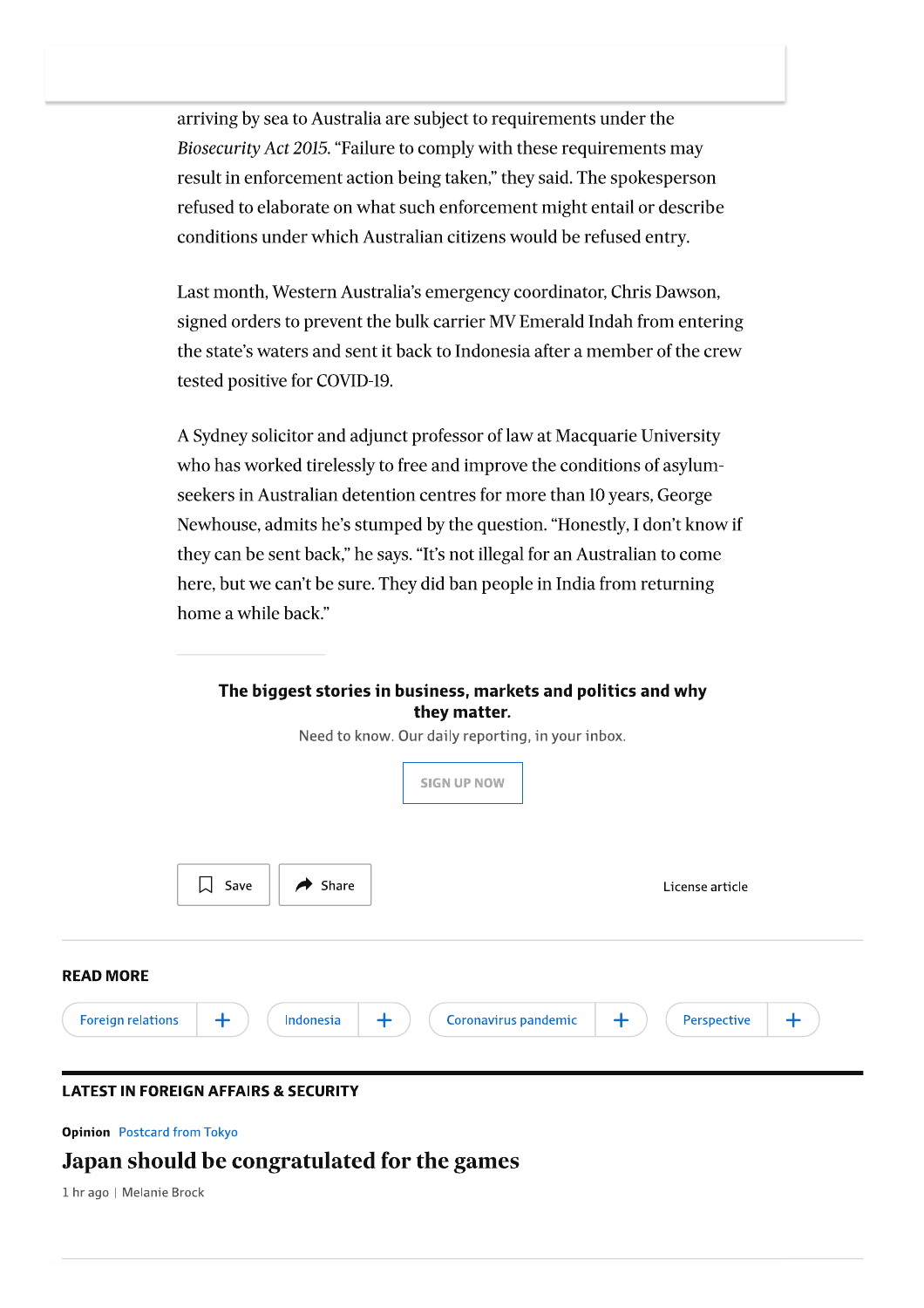arriving by sea to Australia are subject to requirements under the *Biosecurity Act 2015*. "Failure to comply with these requirements may result in enforcement action being taken," they said. The spokesperson refused to elaborate on what such enforcement might entail or describe conditions under which Australian citizens would be refused entry.

Last month, Western Australia's emergency coordinator, Chris Dawson, signed orders to prevent the bulk carrier MV Emerald Indah from entering the state's waters and sent it back to Indonesia after a member of the crew tested positive for COVID-19.

A Sydney solicitor and adjunct professor of law at Macquarie University who has worked tirelessly to free and improve the conditions of asylum-seekers in Australian detention centres for more than 10 years, George Newhouse, admits he's stumped by the question. "Honestly, I don't know if they can be sent back," he says. "It's not illegal for an Australian to come here, but we can't be sure. They did ban people in India from returning home a while back."

**The biggest stories in business, markets and politics and why they matter.**

Need to know. Our daily reporting, in your inbox.

SIGN UP NOW

Save Share License article

**READ MORE**

Foreign relations + Indonesia + Coronavirus pandemic + Perspective +

**LATEST IN FOREIGN AFFAIRS & SECURITY**

**Opinion** Postcard from Tokyo

## Japan should be congratulated for the games

1 hr ago | Melanie Brock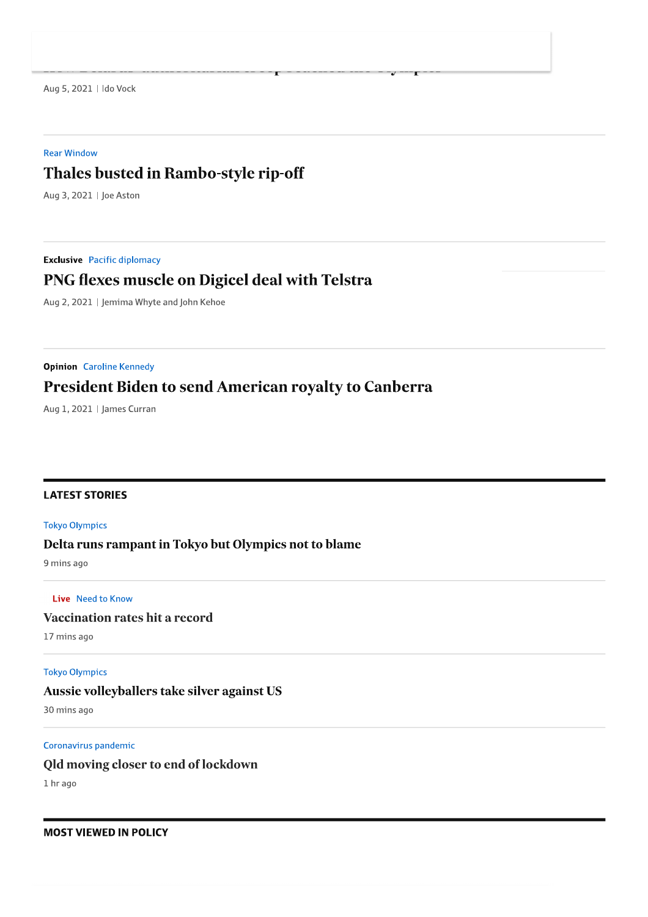Aug 5, 2021 | Ido Vock

Rear Window

## Thales busted in Rambo-style rip-off

Aug 3, 2021 | Joe Aston

**Exclusive** Pacific diplomacy

## PNG flexes muscle on Digicel deal with Telstra

Aug 2, 2021 | Jemima Whyte and John Kehoe

**Opinion** Caroline Kennedy

## President Biden to send American royalty to Canberra

Aug 1, 2021 | James Curran

## LATEST STORIES

Tokyo Olympics

### Delta runs rampant in Tokyo but Olympics not to blame

9 mins ago

**Live** Need to Know

### Vaccination rates hit a record

17 mins ago

Tokyo Olympics

### Aussie volleyballers take silver against US

30 mins ago

Coronavirus pandemic

### Qld moving closer to end of lockdown

1 hr ago

## MOST VIEWED IN POLICY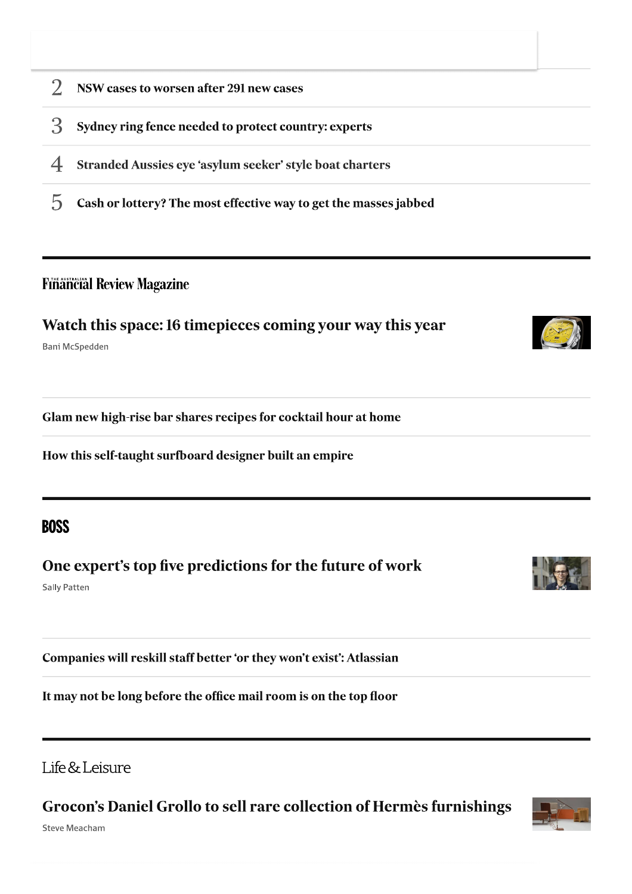2. NSW cases to worsen after 291 new cases
3. Sydney ring fence needed to protect country: experts
4. Stranded Aussies eye 'asylum seeker' style boat charters
5. Cash or lottery? The most effective way to get the masses jabbed

## The Australian Financial Review Magazine

### Watch this space: 16 timepieces coming your way this year

Bani McSpedden

**Glam new high-rise bar shares recipes for cocktail hour at home**

**How this self-taught surfboard designer built an empire**

## BOSS

### One expert's top five predictions for the future of work

Sally Patten

**Companies will reskill staff better 'or they won't exist': Atlassian**

**It may not be long before the office mail room is on the top floor**

## Life & Leisure

### Grocon's Daniel Grollo to sell rare collection of Hermès furnishings

Steve Meacham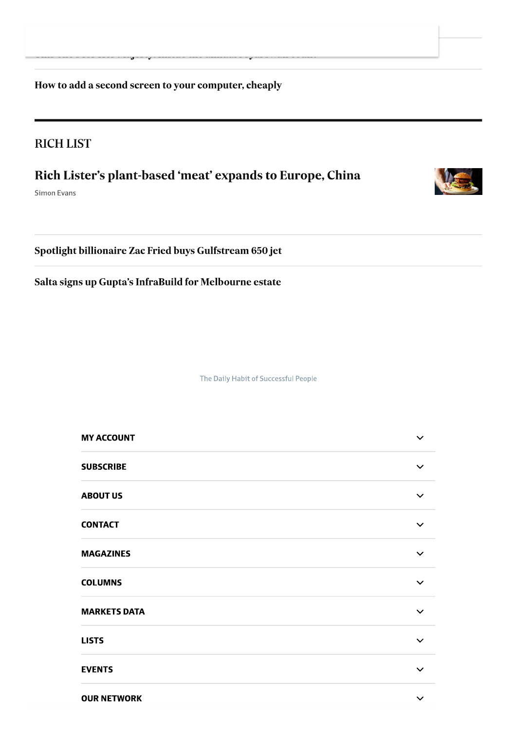How to add a second screen to your computer, cheaply

## RICH LIST

### Rich Lister's plant-based 'meat' expands to Europe, China

Simon Evans

Spotlight billionaire Zac Fried buys Gulfstream 650 jet

Salta signs up Gupta's InfraBuild for Melbourne estate

The Daily Habit of Successful People

**MY ACCOUNT**

**SUBSCRIBE**

**ABOUT US**

**CONTACT**

**MAGAZINES**

**COLUMNS**

**MARKETS DATA**

**LISTS**

**EVENTS**

**OUR NETWORK**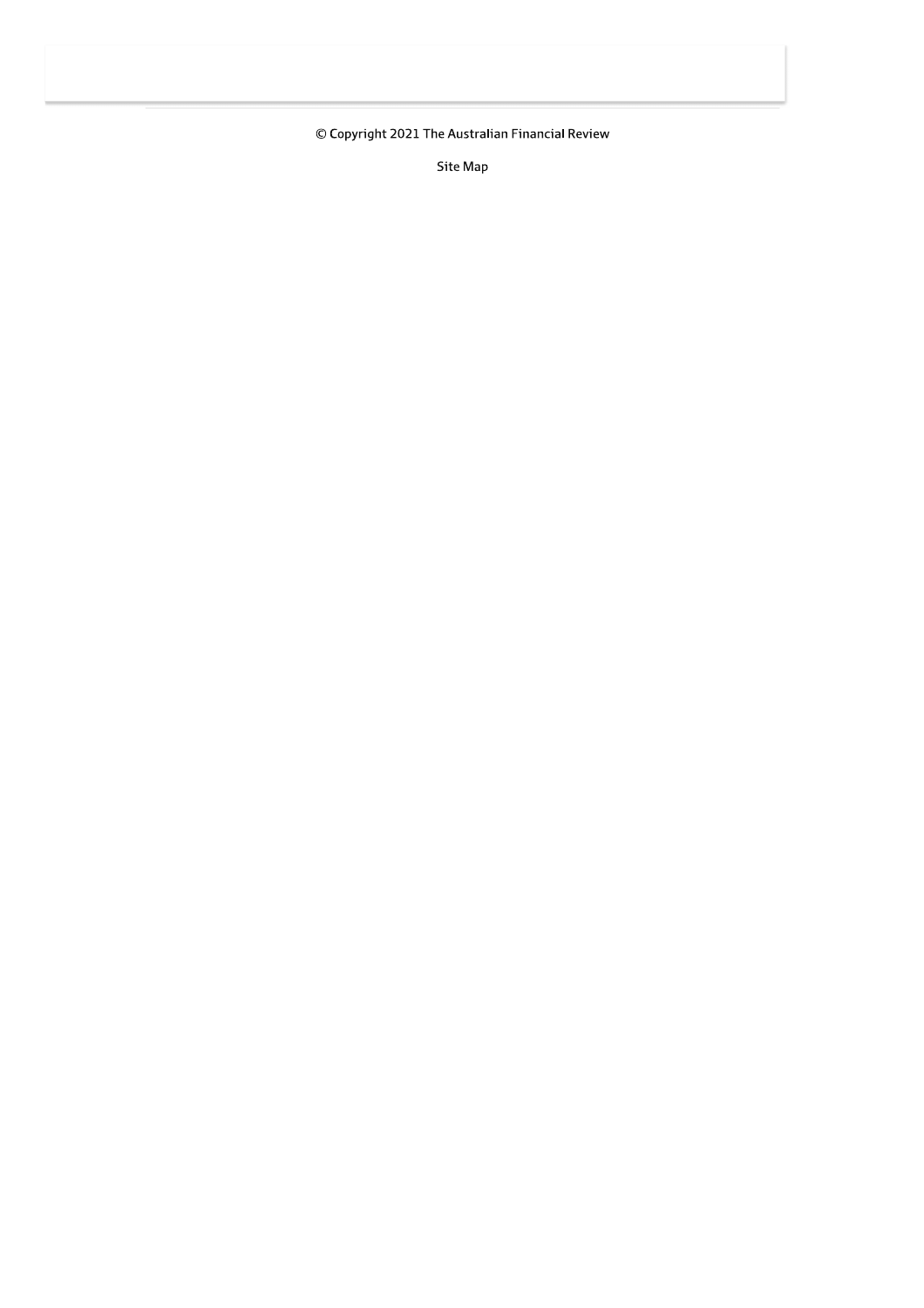© Copyright 2021 The Australian Financial Review

Site Map